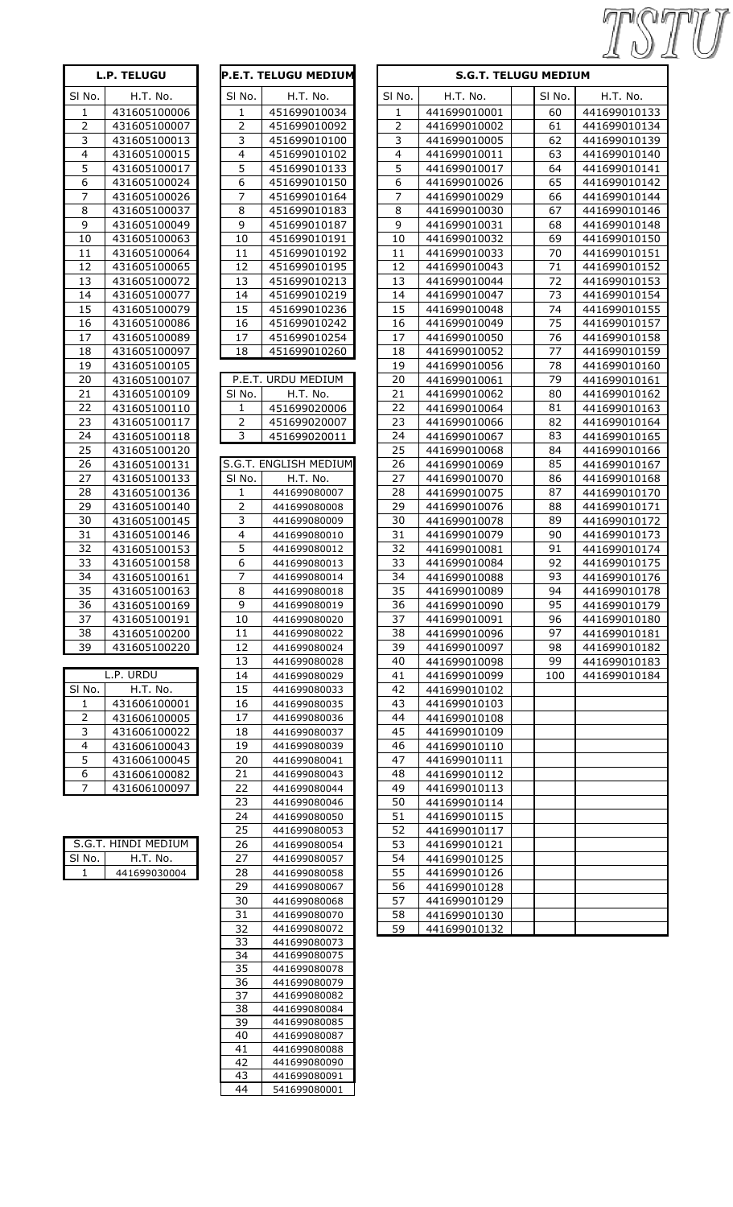TSTU

**L.P. TELUGU**

| Sl No. | H.T. No. |
|---|---|
| 1 | 431605100006 |
| 2 | 431605100007 |
| 3 | 431605100013 |
| 4 | 431605100015 |
| 5 | 431605100017 |
| 6 | 431605100024 |
| 7 | 431605100026 |
| 8 | 431605100037 |
| 9 | 431605100049 |
| 10 | 431605100063 |
| 11 | 431605100064 |
| 12 | 431605100065 |
| 13 | 431605100072 |
| 14 | 431605100077 |
| 15 | 431605100079 |
| 16 | 431605100086 |
| 17 | 431605100089 |
| 18 | 431605100097 |
| 19 | 431605100105 |
| 20 | 431605100107 |
| 21 | 431605100109 |
| 22 | 431605100110 |
| 23 | 431605100117 |
| 24 | 431605100118 |
| 25 | 431605100120 |
| 26 | 431605100131 |
| 27 | 431605100133 |
| 28 | 431605100136 |
| 29 | 431605100140 |
| 30 | 431605100145 |
| 31 | 431605100146 |
| 32 | 431605100153 |
| 33 | 431605100158 |
| 34 | 431605100161 |
| 35 | 431605100163 |
| 36 | 431605100169 |
| 37 | 431605100191 |
| 38 | 431605100200 |
| 39 | 431605100220 |

**L.P. URDU**

| Sl No. | H.T. No. |
|---|---|
| 1 | 431606100001 |
| 2 | 431606100005 |
| 3 | 431606100022 |
| 4 | 431606100043 |
| 5 | 431606100045 |
| 6 | 431606100082 |
| 7 | 431606100097 |

**S.G.T. HINDI MEDIUM**

| Sl No. | H.T. No. |
|---|---|
| 1 | 441699030004 |

**P.E.T. TELUGU MEDIUM**

| Sl No. | H.T. No. |
|---|---|
| 1 | 451699010034 |
| 2 | 451699010092 |
| 3 | 451699010100 |
| 4 | 451699010102 |
| 5 | 451699010133 |
| 6 | 451699010150 |
| 7 | 451699010164 |
| 8 | 451699010183 |
| 9 | 451699010187 |
| 10 | 451699010191 |
| 11 | 451699010192 |
| 12 | 451699010195 |
| 13 | 451699010213 |
| 14 | 451699010219 |
| 15 | 451699010236 |
| 16 | 451699010242 |
| 17 | 451699010254 |
| 18 | 451699010260 |

**P.E.T. URDU MEDIUM**

| Sl No. | H.T. No. |
|---|---|
| 1 | 451699020006 |
| 2 | 451699020007 |
| 3 | 451699020011 |

**S.G.T. ENGLISH MEDIUM**

| Sl No. | H.T. No. |
|---|---|
| 1 | 441699080007 |
| 2 | 441699080008 |
| 3 | 441699080009 |
| 4 | 441699080010 |
| 5 | 441699080012 |
| 6 | 441699080013 |
| 7 | 441699080014 |
| 8 | 441699080018 |
| 9 | 441699080019 |
| 10 | 441699080020 |
| 11 | 441699080022 |
| 12 | 441699080024 |
| 13 | 441699080028 |
| 14 | 441699080029 |
| 15 | 441699080033 |
| 16 | 441699080035 |
| 17 | 441699080036 |
| 18 | 441699080037 |
| 19 | 441699080039 |
| 20 | 441699080041 |
| 21 | 441699080043 |
| 22 | 441699080044 |
| 23 | 441699080046 |
| 24 | 441699080050 |
| 25 | 441699080053 |
| 26 | 441699080054 |
| 27 | 441699080057 |
| 28 | 441699080058 |
| 29 | 441699080067 |
| 30 | 441699080068 |
| 31 | 441699080070 |
| 32 | 441699080072 |
| 33 | 441699080073 |
| 34 | 441699080075 |
| 35 | 441699080078 |
| 36 | 441699080079 |
| 37 | 441699080082 |
| 38 | 441699080084 |
| 39 | 441699080085 |
| 40 | 441699080087 |
| 41 | 441699080088 |
| 42 | 441699080090 |
| 43 | 441699080091 |
| 44 | 541699080001 |

**S.G.T. TELUGU MEDIUM**

| Sl No. | H.T. No. | Sl No. | H.T. No. |
|---|---|---|---|
| 1 | 441699010001 | 60 | 441699010133 |
| 2 | 441699010002 | 61 | 441699010134 |
| 3 | 441699010005 | 62 | 441699010139 |
| 4 | 441699010011 | 63 | 441699010140 |
| 5 | 441699010017 | 64 | 441699010141 |
| 6 | 441699010026 | 65 | 441699010142 |
| 7 | 441699010029 | 66 | 441699010144 |
| 8 | 441699010030 | 67 | 441699010146 |
| 9 | 441699010031 | 68 | 441699010148 |
| 10 | 441699010032 | 69 | 441699010150 |
| 11 | 441699010033 | 70 | 441699010151 |
| 12 | 441699010043 | 71 | 441699010152 |
| 13 | 441699010044 | 72 | 441699010153 |
| 14 | 441699010047 | 73 | 441699010154 |
| 15 | 441699010048 | 74 | 441699010155 |
| 16 | 441699010049 | 75 | 441699010157 |
| 17 | 441699010050 | 76 | 441699010158 |
| 18 | 441699010052 | 77 | 441699010159 |
| 19 | 441699010056 | 78 | 441699010160 |
| 20 | 441699010061 | 79 | 441699010161 |
| 21 | 441699010062 | 80 | 441699010162 |
| 22 | 441699010064 | 81 | 441699010163 |
| 23 | 441699010066 | 82 | 441699010164 |
| 24 | 441699010067 | 83 | 441699010165 |
| 25 | 441699010068 | 84 | 441699010166 |
| 26 | 441699010069 | 85 | 441699010167 |
| 27 | 441699010070 | 86 | 441699010168 |
| 28 | 441699010075 | 87 | 441699010170 |
| 29 | 441699010076 | 88 | 441699010171 |
| 30 | 441699010078 | 89 | 441699010172 |
| 31 | 441699010079 | 90 | 441699010173 |
| 32 | 441699010081 | 91 | 441699010174 |
| 33 | 441699010084 | 92 | 441699010175 |
| 34 | 441699010088 | 93 | 441699010176 |
| 35 | 441699010089 | 94 | 441699010178 |
| 36 | 441699010090 | 95 | 441699010179 |
| 37 | 441699010091 | 96 | 441699010180 |
| 38 | 441699010096 | 97 | 441699010181 |
| 39 | 441699010097 | 98 | 441699010182 |
| 40 | 441699010098 | 99 | 441699010183 |
| 41 | 441699010099 | 100 | 441699010184 |
| 42 | 441699010102 | | |
| 43 | 441699010103 | | |
| 44 | 441699010108 | | |
| 45 | 441699010109 | | |
| 46 | 441699010110 | | |
| 47 | 441699010111 | | |
| 48 | 441699010112 | | |
| 49 | 441699010113 | | |
| 50 | 441699010114 | | |
| 51 | 441699010115 | | |
| 52 | 441699010117 | | |
| 53 | 441699010121 | | |
| 54 | 441699010125 | | |
| 55 | 441699010126 | | |
| 56 | 441699010128 | | |
| 57 | 441699010129 | | |
| 58 | 441699010130 | | |
| 59 | 441699010132 | | |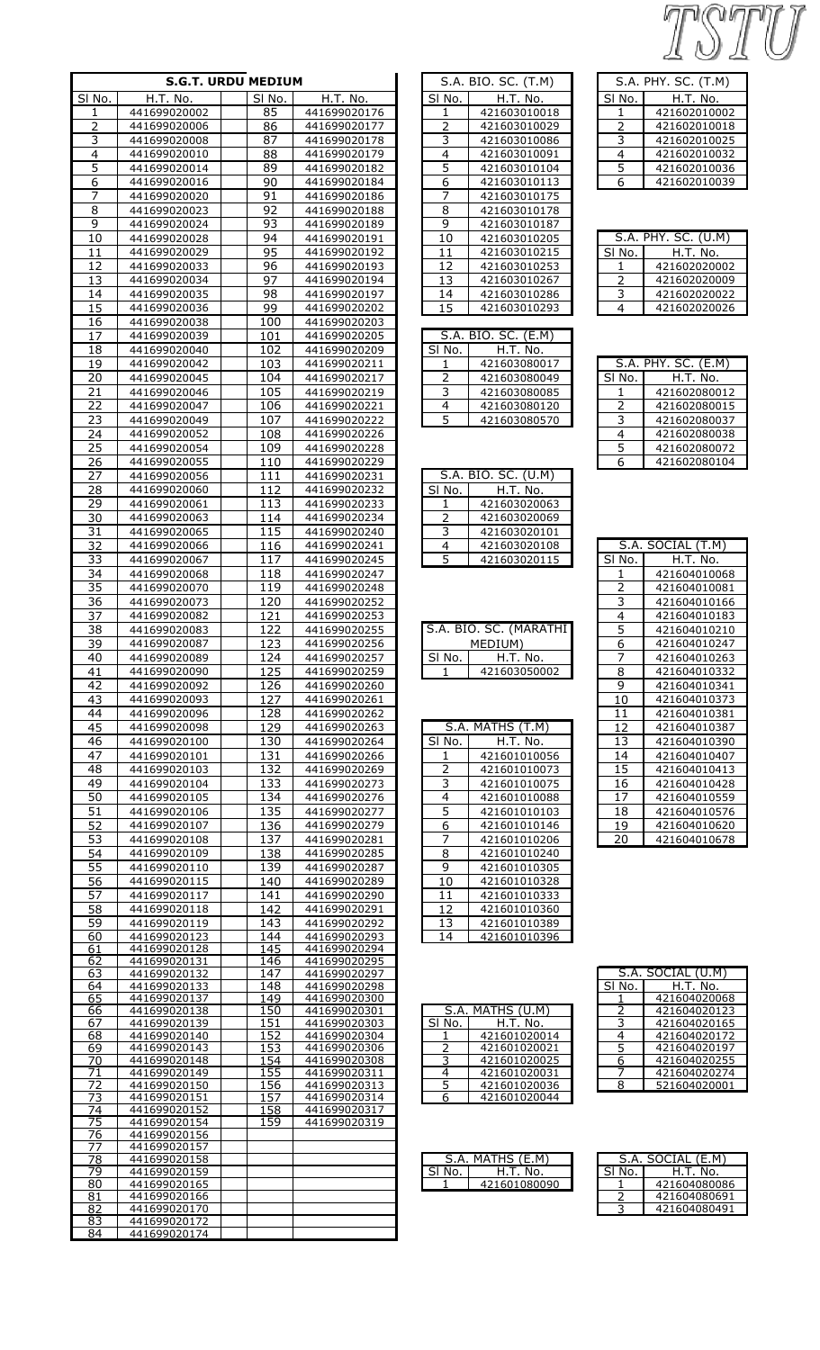### S.G.T. URDU MEDIUM

| Sl No. | H.T. No. | Sl No. | H.T. No. |
|---|---|---|---|
| 1 | 441699020002 | 85 | 441699020176 |
| 2 | 441699020006 | 86 | 441699020177 |
| 3 | 441699020008 | 87 | 441699020178 |
| 4 | 441699020010 | 88 | 441699020179 |
| 5 | 441699020014 | 89 | 441699020182 |
| 6 | 441699020016 | 90 | 441699020184 |
| 7 | 441699020020 | 91 | 441699020186 |
| 8 | 441699020023 | 92 | 441699020188 |
| 9 | 441699020024 | 93 | 441699020189 |
| 10 | 441699020028 | 94 | 441699020191 |
| 11 | 441699020029 | 95 | 441699020192 |
| 12 | 441699020033 | 96 | 441699020193 |
| 13 | 441699020034 | 97 | 441699020194 |
| 14 | 441699020035 | 98 | 441699020197 |
| 15 | 441699020036 | 99 | 441699020202 |
| 16 | 441699020038 | 100 | 441699020203 |
| 17 | 441699020039 | 101 | 441699020205 |
| 18 | 441699020040 | 102 | 441699020209 |
| 19 | 441699020042 | 103 | 441699020211 |
| 20 | 441699020045 | 104 | 441699020217 |
| 21 | 441699020046 | 105 | 441699020219 |
| 22 | 441699020047 | 106 | 441699020221 |
| 23 | 441699020049 | 107 | 441699020222 |
| 24 | 441699020052 | 108 | 441699020226 |
| 25 | 441699020054 | 109 | 441699020228 |
| 26 | 441699020055 | 110 | 441699020229 |
| 27 | 441699020056 | 111 | 441699020231 |
| 28 | 441699020060 | 112 | 441699020232 |
| 29 | 441699020061 | 113 | 441699020233 |
| 30 | 441699020063 | 114 | 441699020234 |
| 31 | 441699020065 | 115 | 441699020240 |
| 32 | 441699020066 | 116 | 441699020241 |
| 33 | 441699020067 | 117 | 441699020245 |
| 34 | 441699020068 | 118 | 441699020247 |
| 35 | 441699020070 | 119 | 441699020248 |
| 36 | 441699020073 | 120 | 441699020252 |
| 37 | 441699020082 | 121 | 441699020253 |
| 38 | 441699020083 | 122 | 441699020255 |
| 39 | 441699020087 | 123 | 441699020256 |
| 40 | 441699020089 | 124 | 441699020257 |
| 41 | 441699020090 | 125 | 441699020259 |
| 42 | 441699020092 | 126 | 441699020260 |
| 43 | 441699020093 | 127 | 441699020261 |
| 44 | 441699020096 | 128 | 441699020262 |
| 45 | 441699020098 | 129 | 441699020263 |
| 46 | 441699020100 | 130 | 441699020264 |
| 47 | 441699020101 | 131 | 441699020266 |
| 48 | 441699020103 | 132 | 441699020269 |
| 49 | 441699020104 | 133 | 441699020273 |
| 50 | 441699020105 | 134 | 441699020276 |
| 51 | 441699020106 | 135 | 441699020277 |
| 52 | 441699020107 | 136 | 441699020279 |
| 53 | 441699020108 | 137 | 441699020281 |
| 54 | 441699020109 | 138 | 441699020285 |
| 55 | 441699020110 | 139 | 441699020287 |
| 56 | 441699020115 | 140 | 441699020289 |
| 57 | 441699020117 | 141 | 441699020290 |
| 58 | 441699020118 | 142 | 441699020291 |
| 59 | 441699020119 | 143 | 441699020292 |
| 60 | 441699020123 | 144 | 441699020293 |
| 61 | 441699020128 | 145 | 441699020294 |
| 62 | 441699020131 | 146 | 441699020295 |
| 63 | 441699020132 | 147 | 441699020297 |
| 64 | 441699020133 | 148 | 441699020298 |
| 65 | 441699020137 | 149 | 441699020300 |
| 66 | 441699020138 | 150 | 441699020301 |
| 67 | 441699020139 | 151 | 441699020303 |
| 68 | 441699020140 | 152 | 441699020304 |
| 69 | 441699020143 | 153 | 441699020306 |
| 70 | 441699020148 | 154 | 441699020308 |
| 71 | 441699020149 | 155 | 441699020311 |
| 72 | 441699020150 | 156 | 441699020313 |
| 73 | 441699020151 | 157 | 441699020314 |
| 74 | 441699020152 | 158 | 441699020317 |
| 75 | 441699020154 | 159 | 441699020319 |
| 76 | 441699020156 | | |
| 77 | 441699020157 | | |
| 78 | 441699020158 | | |
| 79 | 441699020159 | | |
| 80 | 441699020165 | | |
| 81 | 441699020166 | | |
| 82 | 441699020170 | | |
| 83 | 441699020172 | | |
| 84 | 441699020174 | | |

### S.A. BIO. SC. (T.M)

| Sl No. | H.T. No. |
|---|---|
| 1 | 421603010018 |
| 2 | 421603010029 |
| 3 | 421603010086 |
| 4 | 421603010091 |
| 5 | 421603010104 |
| 6 | 421603010113 |
| 7 | 421603010175 |
| 8 | 421603010178 |
| 9 | 421603010187 |
| 10 | 421603010205 |
| 11 | 421603010215 |
| 12 | 421603010253 |
| 13 | 421603010267 |
| 14 | 421603010286 |
| 15 | 421603010293 |

### S.A. BIO. SC. (E.M)

| Sl No. | H.T. No. |
|---|---|
| 1 | 421603080017 |
| 2 | 421603080049 |
| 3 | 421603080085 |
| 4 | 421603080120 |
| 5 | 421603080570 |

### S.A. BIO. SC. (U.M)

| Sl No. | H.T. No. |
|---|---|
| 1 | 421603020063 |
| 2 | 421603020069 |
| 3 | 421603020101 |
| 4 | 421603020108 |
| 5 | 421603020115 |

### S.A. BIO. SC. (MARATHI MEDIUM)

| Sl No. | H.T. No. |
|---|---|
| 1 | 421603050002 |

### S.A. MATHS (T.M)

| Sl No. | H.T. No. |
|---|---|
| 1 | 421601010056 |
| 2 | 421601010073 |
| 3 | 421601010075 |
| 4 | 421601010088 |
| 5 | 421601010103 |
| 6 | 421601010146 |
| 7 | 421601010206 |
| 8 | 421601010240 |
| 9 | 421601010305 |
| 10 | 421601010328 |
| 11 | 421601010333 |
| 12 | 421601010360 |
| 13 | 421601010389 |
| 14 | 421601010396 |

### S.A. MATHS (U.M)

| Sl No. | H.T. No. |
|---|---|
| 1 | 421601020014 |
| 2 | 421601020021 |
| 3 | 421601020025 |
| 4 | 421601020031 |
| 5 | 421601020036 |
| 6 | 421601020044 |

### S.A. MATHS (E.M)

| Sl No. | H.T. No. |
|---|---|
| 1 | 421601080090 |

### S.A. PHY. SC. (T.M)

| Sl No. | H.T. No. |
|---|---|
| 1 | 421602010002 |
| 2 | 421602010018 |
| 3 | 421602010025 |
| 4 | 421602010032 |
| 5 | 421602010036 |
| 6 | 421602010039 |

### S.A. PHY. SC. (U.M)

| Sl No. | H.T. No. |
|---|---|
| 1 | 421602020002 |
| 2 | 421602020009 |
| 3 | 421602020022 |
| 4 | 421602020026 |

### S.A. PHY. SC. (E.M)

| Sl No. | H.T. No. |
|---|---|
| 1 | 421602080012 |
| 2 | 421602080015 |
| 3 | 421602080037 |
| 4 | 421602080038 |
| 5 | 421602080072 |
| 6 | 421602080104 |

### S.A. SOCIAL (T.M)

| Sl No. | H.T. No. |
|---|---|
| 1 | 421604010068 |
| 2 | 421604010081 |
| 3 | 421604010166 |
| 4 | 421604010183 |
| 5 | 421604010210 |
| 6 | 421604010247 |
| 7 | 421604010263 |
| 8 | 421604010332 |
| 9 | 421604010341 |
| 10 | 421604010373 |
| 11 | 421604010381 |
| 12 | 421604010387 |
| 13 | 421604010390 |
| 14 | 421604010407 |
| 15 | 421604010413 |
| 16 | 421604010428 |
| 17 | 421604010559 |
| 18 | 421604010576 |
| 19 | 421604010620 |
| 20 | 421604010678 |

### S.A. SOCIAL (U.M)

| Sl No. | H.T. No. |
|---|---|
| 1 | 421604020068 |
| 2 | 421604020123 |
| 3 | 421604020165 |
| 4 | 421604020172 |
| 5 | 421604020197 |
| 6 | 421604020255 |
| 7 | 421604020274 |
| 8 | 521604020001 |

### S.A. SOCIAL (E.M)

| Sl No. | H.T. No. |
|---|---|
| 1 | 421604080086 |
| 2 | 421604080691 |
| 3 | 421604080491 |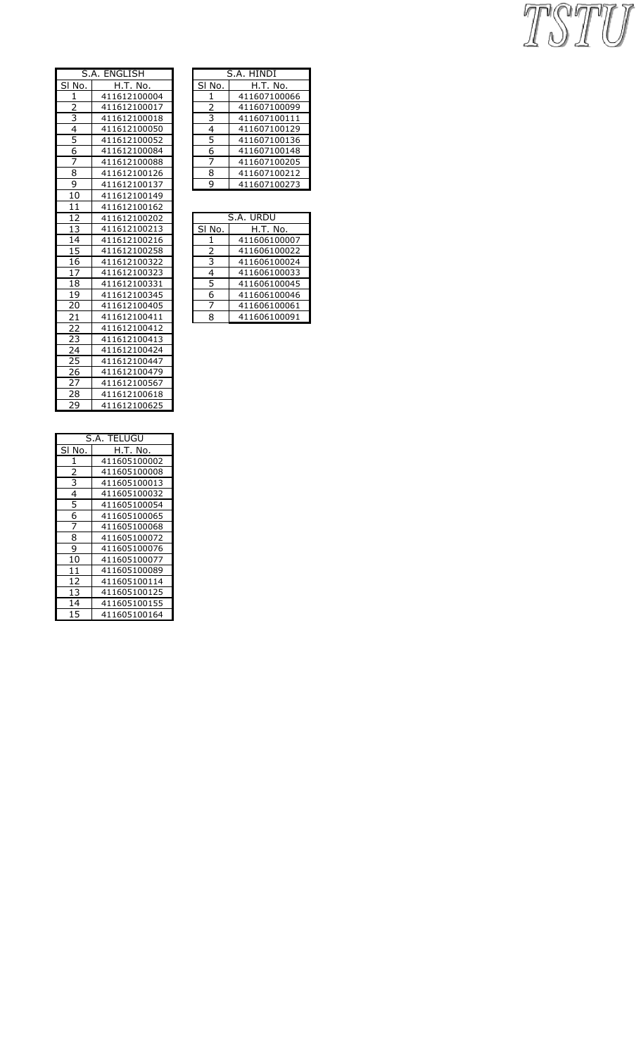TSTU

| S.A. ENGLISH | |
|---|---|
| Sl No. | H.T. No. |
| 1 | 411612100004 |
| 2 | 411612100017 |
| 3 | 411612100018 |
| 4 | 411612100050 |
| 5 | 411612100052 |
| 6 | 411612100084 |
| 7 | 411612100088 |
| 8 | 411612100126 |
| 9 | 411612100137 |
| 10 | 411612100149 |
| 11 | 411612100162 |
| 12 | 411612100202 |
| 13 | 411612100213 |
| 14 | 411612100216 |
| 15 | 411612100258 |
| 16 | 411612100322 |
| 17 | 411612100323 |
| 18 | 411612100331 |
| 19 | 411612100345 |
| 20 | 411612100405 |
| 21 | 411612100411 |
| 22 | 411612100412 |
| 23 | 411612100413 |
| 24 | 411612100424 |
| 25 | 411612100447 |
| 26 | 411612100479 |
| 27 | 411612100567 |
| 28 | 411612100618 |
| 29 | 411612100625 |

| S.A. HINDI | |
|---|---|
| Sl No. | H.T. No. |
| 1 | 411607100066 |
| 2 | 411607100099 |
| 3 | 411607100111 |
| 4 | 411607100129 |
| 5 | 411607100136 |
| 6 | 411607100148 |
| 7 | 411607100205 |
| 8 | 411607100212 |
| 9 | 411607100273 |

| S.A. URDU | |
|---|---|
| Sl No. | H.T. No. |
| 1 | 411606100007 |
| 2 | 411606100022 |
| 3 | 411606100024 |
| 4 | 411606100033 |
| 5 | 411606100045 |
| 6 | 411606100046 |
| 7 | 411606100061 |
| 8 | 411606100091 |

| S.A. TELUGU | |
|---|---|
| Sl No. | H.T. No. |
| 1 | 411605100002 |
| 2 | 411605100008 |
| 3 | 411605100013 |
| 4 | 411605100032 |
| 5 | 411605100054 |
| 6 | 411605100065 |
| 7 | 411605100068 |
| 8 | 411605100072 |
| 9 | 411605100076 |
| 10 | 411605100077 |
| 11 | 411605100089 |
| 12 | 411605100114 |
| 13 | 411605100125 |
| 14 | 411605100155 |
| 15 | 411605100164 |